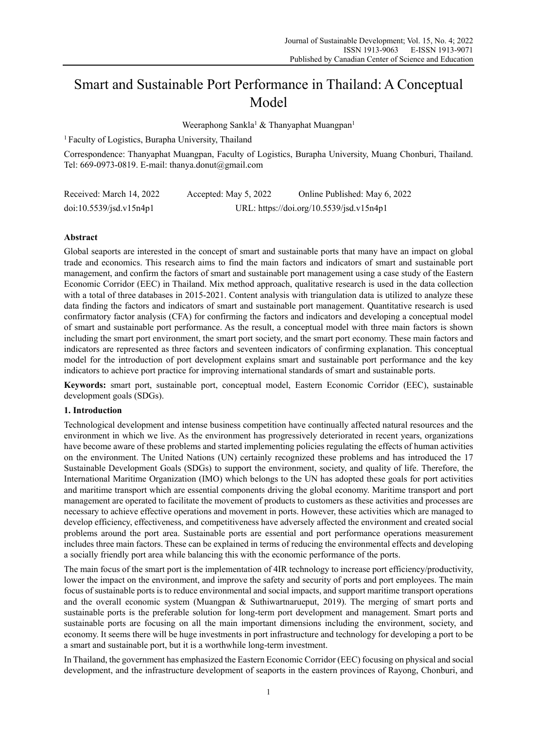# Smart and Sustainable Port Performance in Thailand: A Conceptual Model

Weeraphong Sankla[1] & Thanyaphat Muangpan[1]

[1] Faculty of Logistics, Burapha University, Thailand

Correspondence: Thanyaphat Muangpan, Faculty of Logistics, Burapha University, Muang Chonburi, Thailand. Tel: 669-0973-0819. E-mail: thanya.donut@gmail.com

Received: March 14, 2022 Accepted: May 5, 2022 Online Published: May 6, 2022

doi:10.5539/jsd.v15n4p1 URL: https://doi.org/10.5539/jsd.v15n4p1

## Abstract

Global seaports are interested in the concept of smart and sustainable ports that many have an impact on global trade and economics. This research aims to find the main factors and indicators of smart and sustainable port management, and confirm the factors of smart and sustainable port management using a case study of the Eastern Economic Corridor (EEC) in Thailand. Mix method approach, qualitative research is used in the data collection with a total of three databases in 2015-2021. Content analysis with triangulation data is utilized to analyze these data finding the factors and indicators of smart and sustainable port management. Quantitative research is used confirmatory factor analysis (CFA) for confirming the factors and indicators and developing a conceptual model of smart and sustainable port performance. As the result, a conceptual model with three main factors is shown including the smart port environment, the smart port society, and the smart port economy. These main factors and indicators are represented as three factors and seventeen indicators of confirming explanation. This conceptual model for the introduction of port development explains smart and sustainable port performance and the key indicators to achieve port practice for improving international standards of smart and sustainable ports.

**Keywords:** smart port, sustainable port, conceptual model, Eastern Economic Corridor (EEC), sustainable development goals (SDGs).

## 1. Introduction

Technological development and intense business competition have continually affected natural resources and the environment in which we live. As the environment has progressively deteriorated in recent years, organizations have become aware of these problems and started implementing policies regulating the effects of human activities on the environment. The United Nations (UN) certainly recognized these problems and has introduced the 17 Sustainable Development Goals (SDGs) to support the environment, society, and quality of life. Therefore, the International Maritime Organization (IMO) which belongs to the UN has adopted these goals for port activities and maritime transport which are essential components driving the global economy. Maritime transport and port management are operated to facilitate the movement of products to customers as these activities and processes are necessary to achieve effective operations and movement in ports. However, these activities which are managed to develop efficiency, effectiveness, and competitiveness have adversely affected the environment and created social problems around the port area. Sustainable ports are essential and port performance operations measurement includes three main factors. These can be explained in terms of reducing the environmental effects and developing a socially friendly port area while balancing this with the economic performance of the ports.

The main focus of the smart port is the implementation of 4IR technology to increase port efficiency/productivity, lower the impact on the environment, and improve the safety and security of ports and port employees. The main focus of sustainable ports is to reduce environmental and social impacts, and support maritime transport operations and the overall economic system (Muangpan & Suthiwartnarueput, 2019). The merging of smart ports and sustainable ports is the preferable solution for long-term port development and management. Smart ports and sustainable ports are focusing on all the main important dimensions including the environment, society, and economy. It seems there will be huge investments in port infrastructure and technology for developing a port to be a smart and sustainable port, but it is a worthwhile long-term investment.

In Thailand, the government has emphasized the Eastern Economic Corridor (EEC) focusing on physical and social development, and the infrastructure development of seaports in the eastern provinces of Rayong, Chonburi, and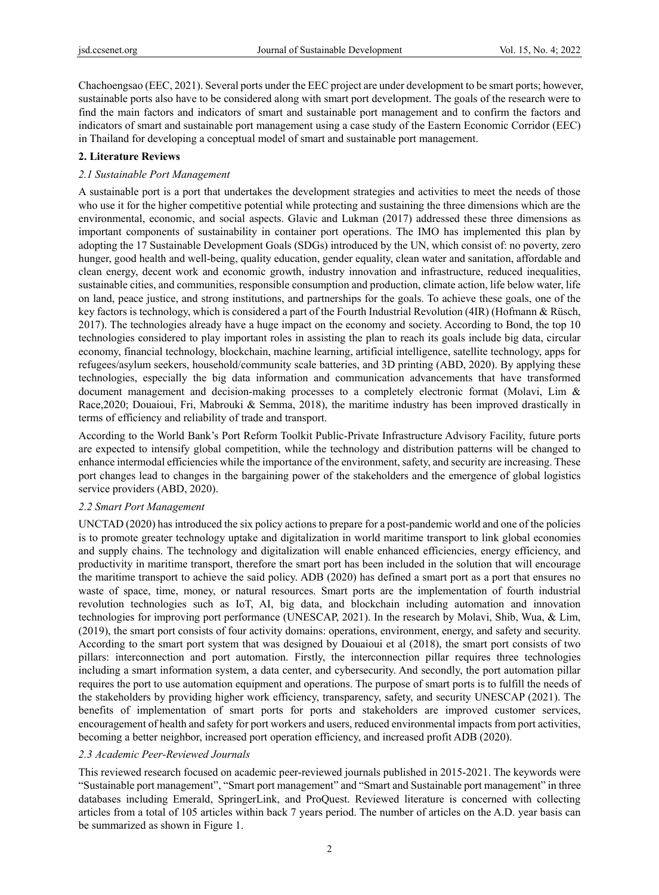Chachoengsao (EEC, 2021). Several ports under the EEC project are under development to be smart ports; however, sustainable ports also have to be considered along with smart port development. The goals of the research were to find the main factors and indicators of smart and sustainable port management and to confirm the factors and indicators of smart and sustainable port management using a case study of the Eastern Economic Corridor (EEC) in Thailand for developing a conceptual model of smart and sustainable port management.

## 2. Literature Reviews

### *2.1 Sustainable Port Management*

A sustainable port is a port that undertakes the development strategies and activities to meet the needs of those who use it for the higher competitive potential while protecting and sustaining the three dimensions which are the environmental, economic, and social aspects. Glavic and Lukman (2017) addressed these three dimensions as important components of sustainability in container port operations. The IMO has implemented this plan by adopting the 17 Sustainable Development Goals (SDGs) introduced by the UN, which consist of: no poverty, zero hunger, good health and well-being, quality education, gender equality, clean water and sanitation, affordable and clean energy, decent work and economic growth, industry innovation and infrastructure, reduced inequalities, sustainable cities, and communities, responsible consumption and production, climate action, life below water, life on land, peace justice, and strong institutions, and partnerships for the goals. To achieve these goals, one of the key factors is technology, which is considered a part of the Fourth Industrial Revolution (4IR) (Hofmann & Rüsch, 2017). The technologies already have a huge impact on the economy and society. According to Bond, the top 10 technologies considered to play important roles in assisting the plan to reach its goals include big data, circular economy, financial technology, blockchain, machine learning, artificial intelligence, satellite technology, apps for refugees/asylum seekers, household/community scale batteries, and 3D printing (ABD, 2020). By applying these technologies, especially the big data information and communication advancements that have transformed document management and decision-making processes to a completely electronic format (Molavi, Lim & Race,2020; Douaioui, Fri, Mabrouki & Semma, 2018), the maritime industry has been improved drastically in terms of efficiency and reliability of trade and transport.

According to the World Bank's Port Reform Toolkit Public-Private Infrastructure Advisory Facility, future ports are expected to intensify global competition, while the technology and distribution patterns will be changed to enhance intermodal efficiencies while the importance of the environment, safety, and security are increasing. These port changes lead to changes in the bargaining power of the stakeholders and the emergence of global logistics service providers (ABD, 2020).

### *2.2 Smart Port Management*

UNCTAD (2020) has introduced the six policy actions to prepare for a post-pandemic world and one of the policies is to promote greater technology uptake and digitalization in world maritime transport to link global economies and supply chains. The technology and digitalization will enable enhanced efficiencies, energy efficiency, and productivity in maritime transport, therefore the smart port has been included in the solution that will encourage the maritime transport to achieve the said policy. ADB (2020) has defined a smart port as a port that ensures no waste of space, time, money, or natural resources. Smart ports are the implementation of fourth industrial revolution technologies such as IoT, AI, big data, and blockchain including automation and innovation technologies for improving port performance (UNESCAP, 2021). In the research by Molavi, Shib, Wua, & Lim, (2019), the smart port consists of four activity domains: operations, environment, energy, and safety and security. According to the smart port system that was designed by Douaioui et al (2018), the smart port consists of two pillars: interconnection and port automation. Firstly, the interconnection pillar requires three technologies including a smart information system, a data center, and cybersecurity. And secondly, the port automation pillar requires the port to use automation equipment and operations. The purpose of smart ports is to fulfill the needs of the stakeholders by providing higher work efficiency, transparency, safety, and security UNESCAP (2021). The benefits of implementation of smart ports for ports and stakeholders are improved customer services, encouragement of health and safety for port workers and users, reduced environmental impacts from port activities, becoming a better neighbor, increased port operation efficiency, and increased profit ADB (2020).

### *2.3 Academic Peer-Reviewed Journals*

This reviewed research focused on academic peer-reviewed journals published in 2015-2021. The keywords were "Sustainable port management", "Smart port management" and "Smart and Sustainable port management" in three databases including Emerald, SpringerLink, and ProQuest. Reviewed literature is concerned with collecting articles from a total of 105 articles within back 7 years period. The number of articles on the A.D. year basis can be summarized as shown in Figure 1.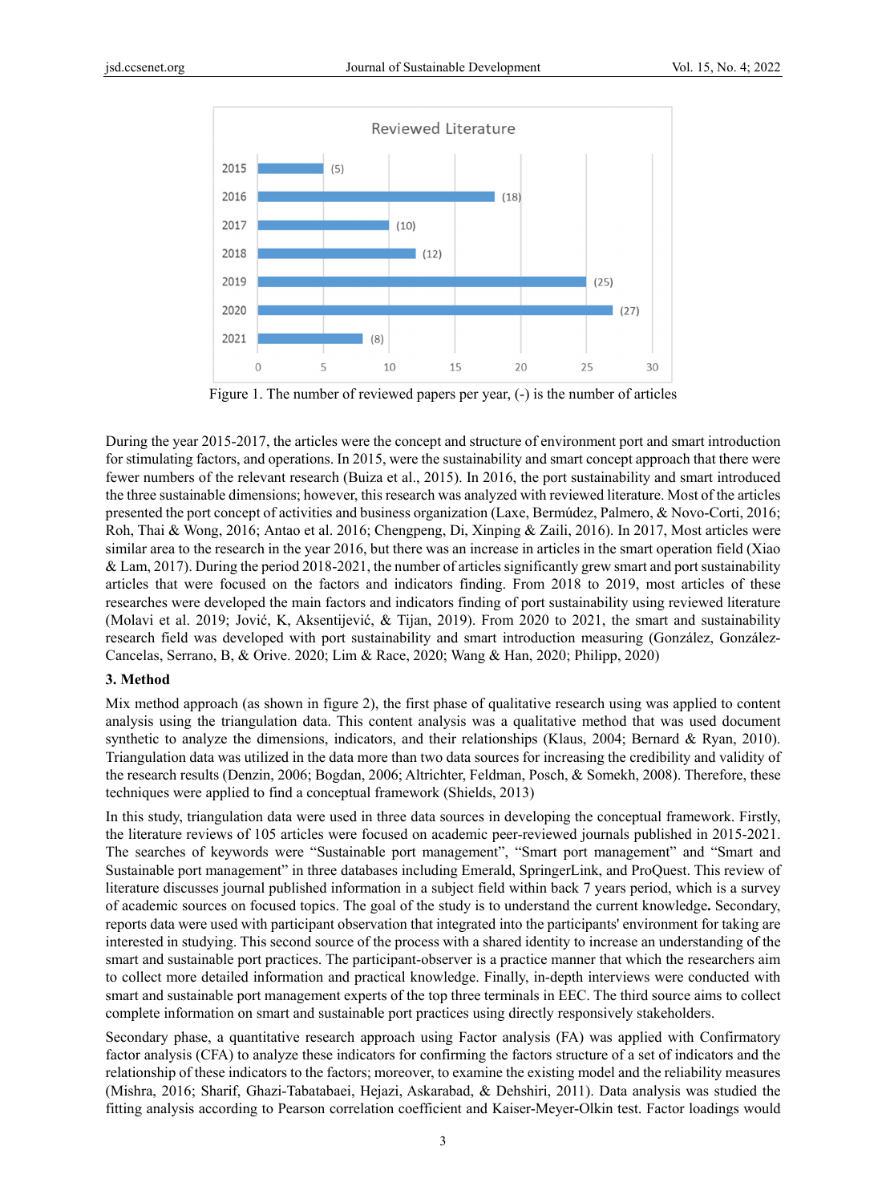Figure 1. The number of reviewed papers per year, (-) is the number of articles

During the year 2015-2017, the articles were the concept and structure of environment port and smart introduction for stimulating factors, and operations. In 2015, were the sustainability and smart concept approach that there were fewer numbers of the relevant research (Buiza et al., 2015). In 2016, the port sustainability and smart introduced the three sustainable dimensions; however, this research was analyzed with reviewed literature. Most of the articles presented the port concept of activities and business organization (Laxe, Bermúdez, Palmero, & Novo-Corti, 2016; Roh, Thai & Wong, 2016; Antao et al. 2016; Chengpeng, Di, Xinping & Zaili, 2016). In 2017, Most articles were similar area to the research in the year 2016, but there was an increase in articles in the smart operation field (Xiao & Lam, 2017). During the period 2018-2021, the number of articles significantly grew smart and port sustainability articles that were focused on the factors and indicators finding. From 2018 to 2019, most articles of these researches were developed the main factors and indicators finding of port sustainability using reviewed literature (Molavi et al. 2019; Jović, K, Aksentijević, & Tijan, 2019). From 2020 to 2021, the smart and sustainability research field was developed with port sustainability and smart introduction measuring (González, González-Cancelas, Serrano, B, & Orive. 2020; Lim & Race, 2020; Wang & Han, 2020; Philipp, 2020)

## 3. Method

Mix method approach (as shown in figure 2), the first phase of qualitative research using was applied to content analysis using the triangulation data. This content analysis was a qualitative method that was used document synthetic to analyze the dimensions, indicators, and their relationships (Klaus, 2004; Bernard & Ryan, 2010). Triangulation data was utilized in the data more than two data sources for increasing the credibility and validity of the research results (Denzin, 2006; Bogdan, 2006; Altrichter, Feldman, Posch, & Somekh, 2008). Therefore, these techniques were applied to find a conceptual framework (Shields, 2013)

In this study, triangulation data were used in three data sources in developing the conceptual framework. Firstly, the literature reviews of 105 articles were focused on academic peer-reviewed journals published in 2015-2021. The searches of keywords were "Sustainable port management", "Smart port management" and "Smart and Sustainable port management" in three databases including Emerald, SpringerLink, and ProQuest. This review of literature discusses journal published information in a subject field within back 7 years period, which is a survey of academic sources on focused topics. The goal of the study is to understand the current knowledge**.** Secondary, reports data were used with participant observation that integrated into the participants' environment for taking are interested in studying. This second source of the process with a shared identity to increase an understanding of the smart and sustainable port practices. The participant-observer is a practice manner that which the researchers aim to collect more detailed information and practical knowledge. Finally, in-depth interviews were conducted with smart and sustainable port management experts of the top three terminals in EEC. The third source aims to collect complete information on smart and sustainable port practices using directly responsively stakeholders.

Secondary phase, a quantitative research approach using Factor analysis (FA) was applied with Confirmatory factor analysis (CFA) to analyze these indicators for confirming the factors structure of a set of indicators and the relationship of these indicators to the factors; moreover, to examine the existing model and the reliability measures (Mishra, 2016; Sharif, Ghazi-Tabatabaei, Hejazi, Askarabad, & Dehshiri, 2011). Data analysis was studied the fitting analysis according to Pearson correlation coefficient and Kaiser-Meyer-Olkin test. Factor loadings would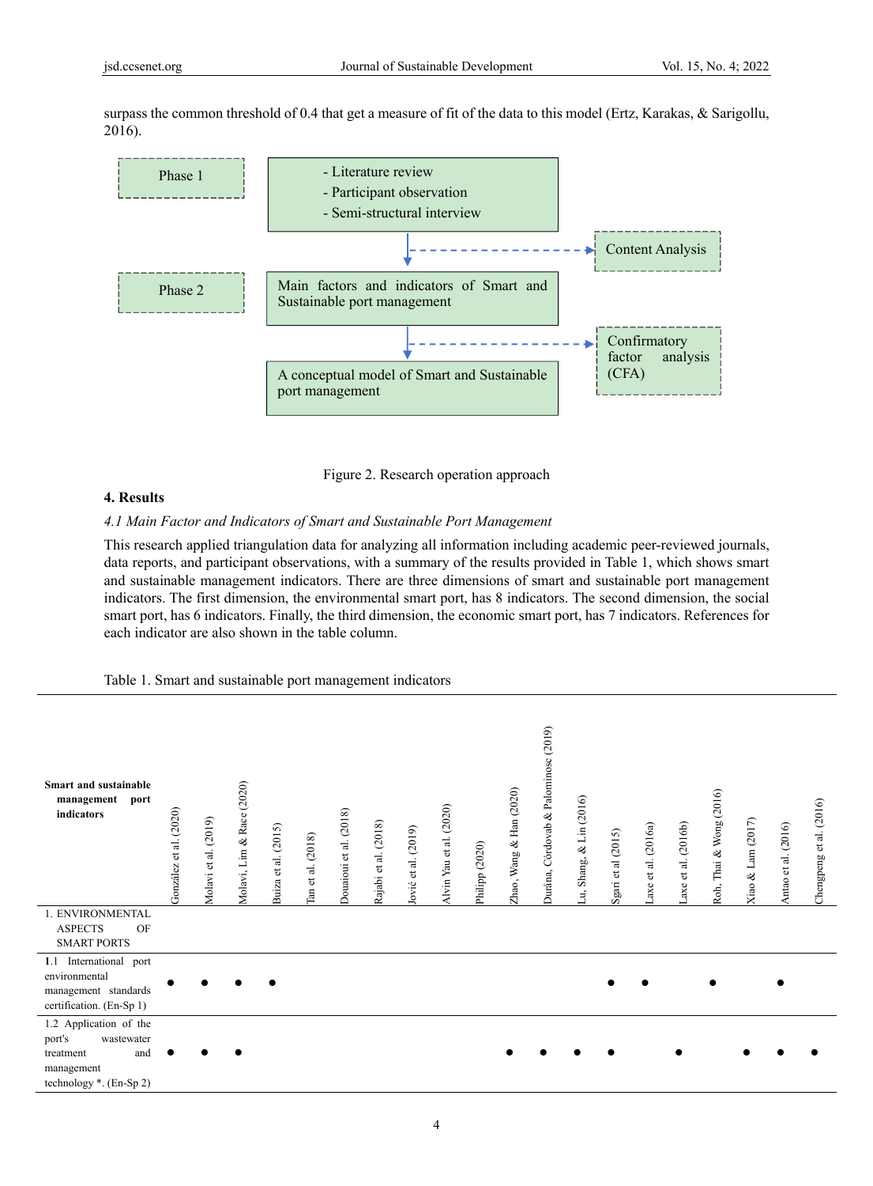surpass the common threshold of 0.4 that get a measure of fit of the data to this model (Ertz, Karakas, & Sarigollu, 2016).

Phase 1

- Literature review
- Participant observation
- Semi-structural interview

→ Content Analysis

Phase 2

Main factors and indicators of Smart and Sustainable port management

→ Confirmatory factor analysis (CFA)

A conceptual model of Smart and Sustainable port management

Figure 2. Research operation approach

## 4. Results

### *4.1 Main Factor and Indicators of Smart and Sustainable Port Management*

This research applied triangulation data for analyzing all information including academic peer-reviewed journals, data reports, and participant observations, with a summary of the results provided in Table 1, which shows smart and sustainable port management indicators. There are three dimensions of smart and sustainable port management indicators. The first dimension, the environmental smart port, has 8 indicators. The second dimension, the social smart port, has 6 indicators. Finally, the third dimension, the economic smart port, has 7 indicators. References for each indicator are also shown in the table column.

Table 1. Smart and sustainable port management indicators

| **Smart and sustainable management port indicators** | González et al. (2020) | Molavi et al. (2019) | Molavi, Lim & Race (2020) | Buiza et al. (2015) | Tan et al. (2018) | Douaioui et al. (2018) | Rajabi et al. (2018) | Jović et al. (2019) | Alvin Yau et al. (2020) | Philipp (2020) | Zhao, Wang & Han (2020) | Durána, Córdovab & Palominosc (2019) | Lu, Shang, & Lin (2016) | Sgari et al (2015) | Laxe et al. (2016a) | Laxe et al. (2016b) | Roh, Thai & Wong (2016) | Xiao & Lam (2017) | Antao et al. (2016) | Chengpeng et al. (2016) |
|---|---|---|---|---|---|---|---|---|---|---|---|---|---|---|---|---|---|---|---|---|
| 1. ENVIRONMENTAL ASPECTS OF SMART PORTS | | | | | | | | | | | | | | | | | | | | |
| **1**.1 International port environmental management standards certification. (En-Sp 1) | ● | ● | ● | ● | | | | | | | | | | ● | ● | | ● | | ● | |
| 1.2 Application of the port's wastewater treatment and management technology *. (En-Sp 2) | ● | ● | ● | | | | | | | | ● | ● | ● | ● | | ● | | ● | ● | ● |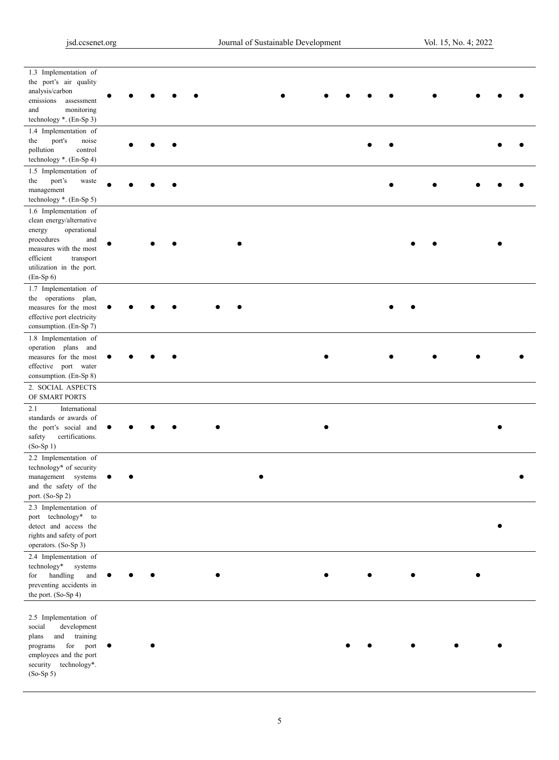| | | | | | | | | | | | | | | | | | | | | |
|---|---|---|---|---|---|---|---|---|---|---|---|---|---|---|---|---|---|---|---|---|
| 1.3 Implementation of the port's air quality analysis/carbon emissions assessment and monitoring technology *. (En-Sp 3) | ● | ● | ● | ● | ● | | | | ● | | ● | ● | ● | ● | | ● | | ● | ● | ● |
| 1.4 Implementation of the port's noise pollution control technology *. (En-Sp 4) | | ● | ● | ● | | | | | | | | | ● | ● | | | | | ● | ● |
| 1.5 Implementation of the port's waste management technology *. (En-Sp 5) | ● | ● | ● | ● | | | | | | | | | | ● | | ● | | ● | ● | ● |
| 1.6 Implementation of clean energy/alternative energy operational procedures and measures with the most efficient transport utilization in the port. (En-Sp 6) | ● | | ● | ● | | | ● | | | | | | | | ● | ● | | | ● | |
| 1.7 Implementation of the operations plan, measures for the most effective port electricity consumption. (En-Sp 7) | ● | ● | ● | ● | | ● | ● | | | | | | | ● | ● | | | | | |
| 1.8 Implementation of operation plans and measures for the most effective port water consumption. (En-Sp 8) | ● | ● | ● | ● | | | | | | | ● | | | ● | | ● | | ● | | ● |
| 2. SOCIAL ASPECTS OF SMART PORTS | | | | | | | | | | | | | | | | | | | | |
| 2.1 International standards or awards of the port's social and safety certifications. (So-Sp 1) | ● | ● | ● | ● | | ● | | | | | ● | | | | | | | | ● | |
| 2.2 Implementation of technology* of security management systems and the safety of the port. (So-Sp 2) | ● | ● | | | | | | ● | | | | | | | | | | | | ● |
| 2.3 Implementation of port technology* to detect and access the rights and safety of port operators. (So-Sp 3) | | | | | | | | | | | | | | | | | | | ● | |
| 2.4 Implementation of technology* systems for handling and preventing accidents in the port. (So-Sp 4) | ● | ● | ● | | | ● | | | | | ● | | ● | | ● | | | ● | | |
| 2.5 Implementation of social development plans and training programs for port employees and the port security technology*. (So-Sp 5) | ● | | ● | | | | | | | | | ● | ● | | ● | | ● | | ● | |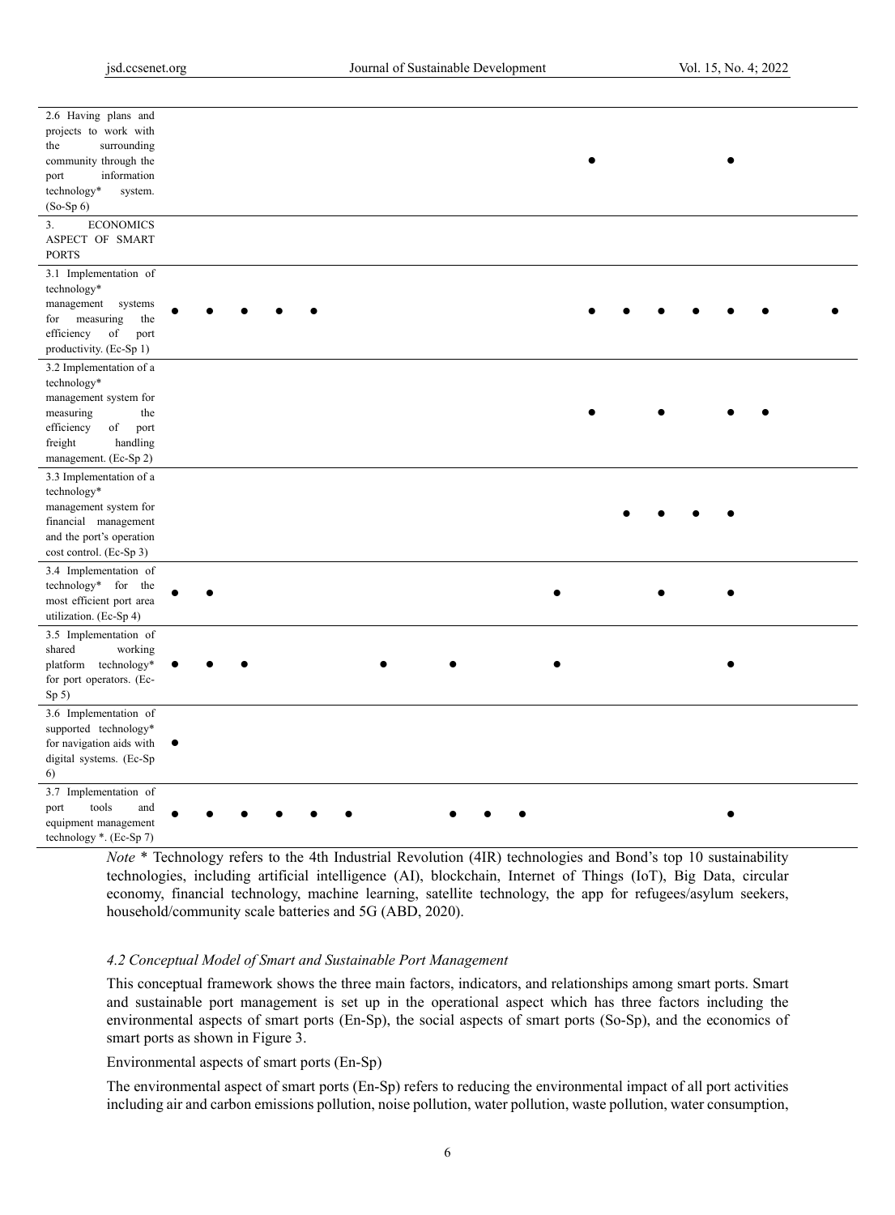| | | | | | | | | | | | | | | | | | | | | |
|---|---|---|---|---|---|---|---|---|---|---|---|---|---|---|---|---|---|---|---|---|
| 2.6 Having plans and projects to work with the surrounding community through the port information technology* system. (So-Sp 6) | | | | | | | | | | | | | ● | | | | ● | | | |
| 3. ECONOMICS ASPECT OF SMART PORTS | | | | | | | | | | | | | | | | | | | | |
| 3.1 Implementation of technology* management systems for measuring the efficiency of port productivity. (Ec-Sp 1) | ● | ● | ● | ● | ● | | | | | | | | ● | ● | ● | ● | ● | ● | | ● |
| 3.2 Implementation of a technology* management system for measuring the efficiency of port freight handling management. (Ec-Sp 2) | | | | | | | | | | | | | ● | | ● | | ● | ● | | |
| 3.3 Implementation of a technology* management system for financial management and the port's operation cost control. (Ec-Sp 3) | | | | | | | | | | | | | | ● | ● | ● | ● | | | |
| 3.4 Implementation of technology* for the most efficient port area utilization. (Ec-Sp 4) | ● | ● | | | | | | | | | | ● | | | ● | | ● | | | |
| 3.5 Implementation of shared working platform technology* for port operators. (Ec-Sp 5) | ● | ● | ● | | | | ● | | ● | | | ● | | | | | ● | | | |
| 3.6 Implementation of supported technology* for navigation aids with digital systems. (Ec-Sp 6) | ● | | | | | | | | | | | | | | | | | | | |
| 3.7 Implementation of port tools and equipment management technology *. (Ec-Sp 7) | ● | ● | ● | ● | ● | ● | | | ● | ● | ● | | | | | | ● | | | |

*Note* * Technology refers to the 4th Industrial Revolution (4IR) technologies and Bond's top 10 sustainability technologies, including artificial intelligence (AI), blockchain, Internet of Things (IoT), Big Data, circular economy, financial technology, machine learning, satellite technology, the app for refugees/asylum seekers, household/community scale batteries and 5G (ABD, 2020).

### *4.2 Conceptual Model of Smart and Sustainable Port Management*

This conceptual framework shows the three main factors, indicators, and relationships among smart ports. Smart and sustainable port management is set up in the operational aspect which has three factors including the environmental aspects of smart ports (En-Sp), the social aspects of smart ports (So-Sp), and the economics of smart ports as shown in Figure 3.

Environmental aspects of smart ports (En-Sp)

The environmental aspect of smart ports (En-Sp) refers to reducing the environmental impact of all port activities including air and carbon emissions pollution, noise pollution, water pollution, waste pollution, water consumption,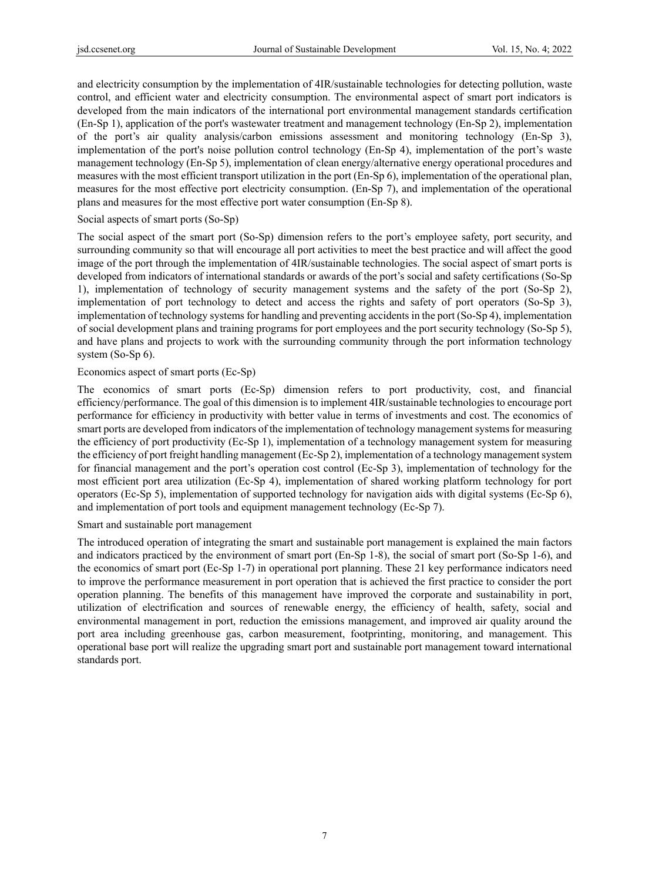and electricity consumption by the implementation of 4IR/sustainable technologies for detecting pollution, waste control, and efficient water and electricity consumption. The environmental aspect of smart port indicators is developed from the main indicators of the international port environmental management standards certification (En-Sp 1), application of the port's wastewater treatment and management technology (En-Sp 2), implementation of the port's air quality analysis/carbon emissions assessment and monitoring technology (En-Sp 3), implementation of the port's noise pollution control technology (En-Sp 4), implementation of the port's waste management technology (En-Sp 5), implementation of clean energy/alternative energy operational procedures and measures with the most efficient transport utilization in the port (En-Sp 6), implementation of the operational plan, measures for the most effective port electricity consumption. (En-Sp 7), and implementation of the operational plans and measures for the most effective port water consumption (En-Sp 8).

Social aspects of smart ports (So-Sp)

The social aspect of the smart port (So-Sp) dimension refers to the port's employee safety, port security, and surrounding community so that will encourage all port activities to meet the best practice and will affect the good image of the port through the implementation of 4IR/sustainable technologies. The social aspect of smart ports is developed from indicators of international standards or awards of the port's social and safety certifications (So-Sp 1), implementation of technology of security management systems and the safety of the port (So-Sp 2), implementation of port technology to detect and access the rights and safety of port operators (So-Sp 3), implementation of technology systems for handling and preventing accidents in the port (So-Sp 4), implementation of social development plans and training programs for port employees and the port security technology (So-Sp 5), and have plans and projects to work with the surrounding community through the port information technology system (So-Sp 6).

Economics aspect of smart ports (Ec-Sp)

The economics of smart ports (Ec-Sp) dimension refers to port productivity, cost, and financial efficiency/performance. The goal of this dimension is to implement 4IR/sustainable technologies to encourage port performance for efficiency in productivity with better value in terms of investments and cost. The economics of smart ports are developed from indicators of the implementation of technology management systems for measuring the efficiency of port productivity (Ec-Sp 1), implementation of a technology management system for measuring the efficiency of port freight handling management (Ec-Sp 2), implementation of a technology management system for financial management and the port's operation cost control (Ec-Sp 3), implementation of technology for the most efficient port area utilization (Ec-Sp 4), implementation of shared working platform technology for port operators (Ec-Sp 5), implementation of supported technology for navigation aids with digital systems (Ec-Sp 6), and implementation of port tools and equipment management technology (Ec-Sp 7).

Smart and sustainable port management

The introduced operation of integrating the smart and sustainable port management is explained the main factors and indicators practiced by the environment of smart port (En-Sp 1-8), the social of smart port (So-Sp 1-6), and the economics of smart port (Ec-Sp 1-7) in operational port planning. These 21 key performance indicators need to improve the performance measurement in port operation that is achieved the first practice to consider the port operation planning. The benefits of this management have improved the corporate and sustainability in port, utilization of electrification and sources of renewable energy, the efficiency of health, safety, social and environmental management in port, reduction the emissions management, and improved air quality around the port area including greenhouse gas, carbon measurement, footprinting, monitoring, and management. This operational base port will realize the upgrading smart port and sustainable port management toward international standards port.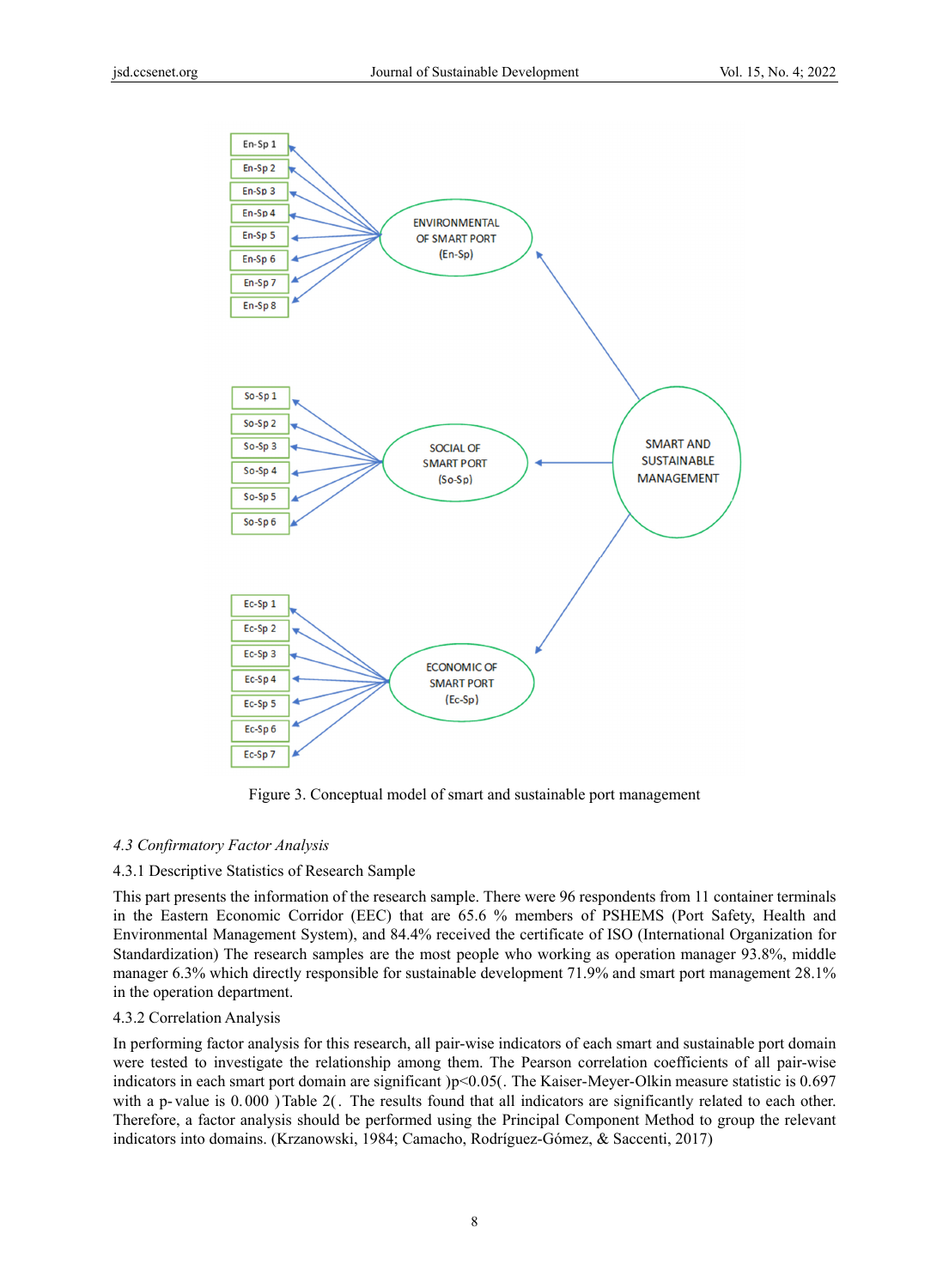Figure 3. Conceptual model of smart and sustainable port management

### *4.3 Confirmatory Factor Analysis*

#### 4.3.1 Descriptive Statistics of Research Sample

This part presents the information of the research sample. There were 96 respondents from 11 container terminals in the Eastern Economic Corridor (EEC) that are 65.6 % members of PSHEMS (Port Safety, Health and Environmental Management System), and 84.4% received the certificate of ISO (International Organization for Standardization) The research samples are the most people who working as operation manager 93.8%, middle manager 6.3% which directly responsible for sustainable development 71.9% and smart port management 28.1% in the operation department.

#### 4.3.2 Correlation Analysis

In performing factor analysis for this research, all pair-wise indicators of each smart and sustainable port domain were tested to investigate the relationship among them. The Pearson correlation coefficients of all pair-wise indicators in each smart port domain are significant )$p<0.05$(. The Kaiser-Meyer-Olkin measure statistic is 0.697 with a p-value is 0.000 )Table 2(. The results found that all indicators are significantly related to each other. Therefore, a factor analysis should be performed using the Principal Component Method to group the relevant indicators into domains. (Krzanowski, 1984; Camacho, Rodríguez-Gómez, & Saccenti, 2017)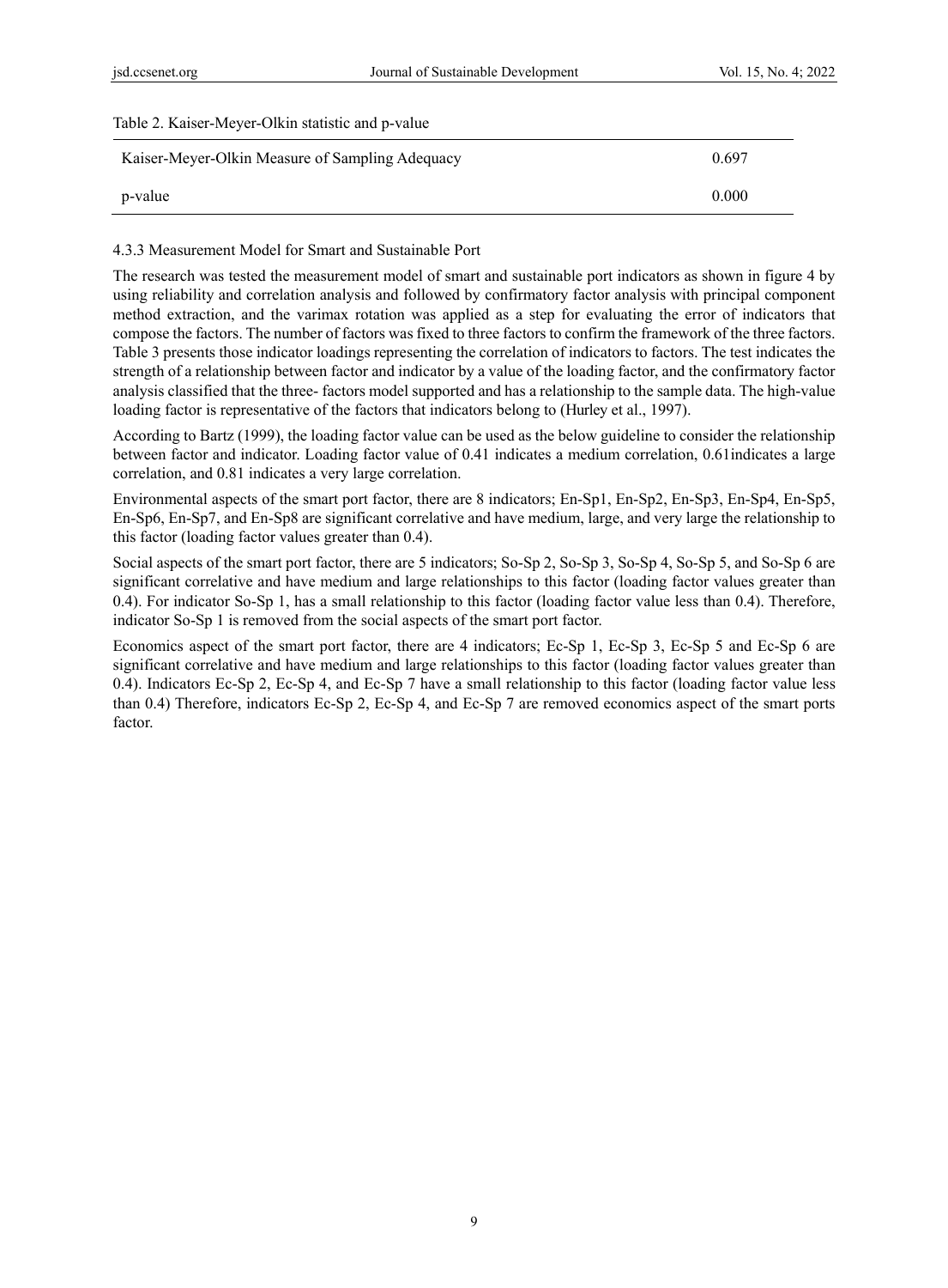Table 2. Kaiser-Meyer-Olkin statistic and p-value

| | |
|---|---|
| Kaiser-Meyer-Olkin Measure of Sampling Adequacy | 0.697 |
| p-value | 0.000 |

#### 4.3.3 Measurement Model for Smart and Sustainable Port

The research was tested the measurement model of smart and sustainable port indicators as shown in figure 4 by using reliability and correlation analysis and followed by confirmatory factor analysis with principal component method extraction, and the varimax rotation was applied as a step for evaluating the error of indicators that compose the factors. The number of factors was fixed to three factors to confirm the framework of the three factors. Table 3 presents those indicator loadings representing the correlation of indicators to factors. The test indicates the strength of a relationship between factor and indicator by a value of the loading factor, and the confirmatory factor analysis classified that the three- factors model supported and has a relationship to the sample data. The high-value loading factor is representative of the factors that indicators belong to (Hurley et al., 1997).

According to Bartz (1999), the loading factor value can be used as the below guideline to consider the relationship between factor and indicator. Loading factor value of 0.41 indicates a medium correlation, 0.61indicates a large correlation, and 0.81 indicates a very large correlation.

Environmental aspects of the smart port factor, there are 8 indicators; En-Sp1, En-Sp2, En-Sp3, En-Sp4, En-Sp5, En-Sp6, En-Sp7, and En-Sp8 are significant correlative and have medium, large, and very large the relationship to this factor (loading factor values greater than 0.4).

Social aspects of the smart port factor, there are 5 indicators; So-Sp 2, So-Sp 3, So-Sp 4, So-Sp 5, and So-Sp 6 are significant correlative and have medium and large relationships to this factor (loading factor values greater than 0.4). For indicator So-Sp 1, has a small relationship to this factor (loading factor value less than 0.4). Therefore, indicator So-Sp 1 is removed from the social aspects of the smart port factor.

Economics aspect of the smart port factor, there are 4 indicators; Ec-Sp 1, Ec-Sp 3, Ec-Sp 5 and Ec-Sp 6 are significant correlative and have medium and large relationships to this factor (loading factor values greater than 0.4). Indicators Ec-Sp 2, Ec-Sp 4, and Ec-Sp 7 have a small relationship to this factor (loading factor value less than 0.4) Therefore, indicators Ec-Sp 2, Ec-Sp 4, and Ec-Sp 7 are removed economics aspect of the smart ports factor.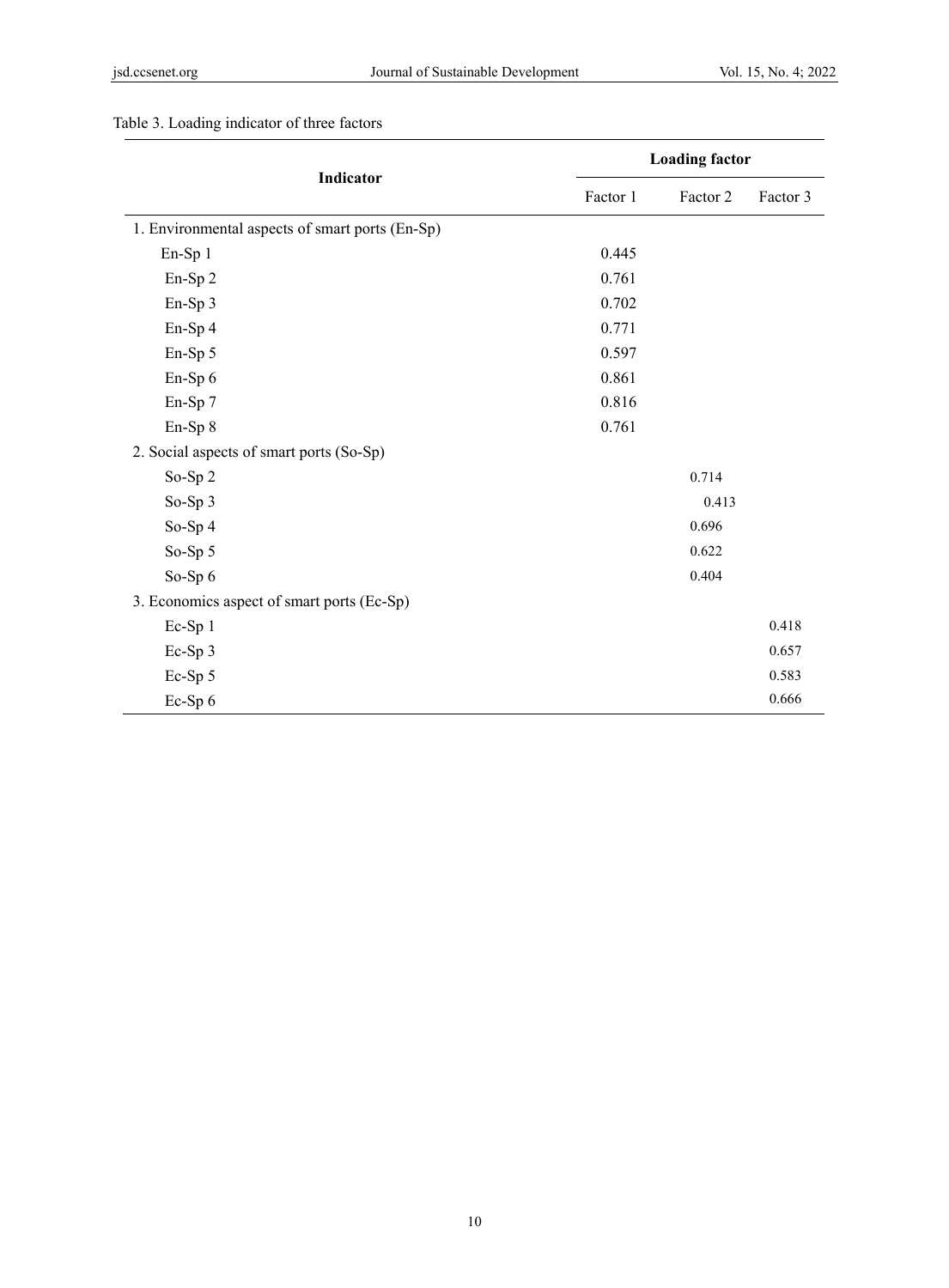Table 3. Loading indicator of three factors

| Indicator | Loading factor | | |
|---|---|---|---|
| | Factor 1 | Factor 2 | Factor 3 |
| 1. Environmental aspects of smart ports (En-Sp) | | | |
| En-Sp 1 | 0.445 | | |
| En-Sp 2 | 0.761 | | |
| En-Sp 3 | 0.702 | | |
| En-Sp 4 | 0.771 | | |
| En-Sp 5 | 0.597 | | |
| En-Sp 6 | 0.861 | | |
| En-Sp 7 | 0.816 | | |
| En-Sp 8 | 0.761 | | |
| 2. Social aspects of smart ports (So-Sp) | | | |
| So-Sp 2 | | 0.714 | |
| So-Sp 3 | | 0.413 | |
| So-Sp 4 | | 0.696 | |
| So-Sp 5 | | 0.622 | |
| So-Sp 6 | | 0.404 | |
| 3. Economics aspect of smart ports (Ec-Sp) | | | |
| Ec-Sp 1 | | | 0.418 |
| Ec-Sp 3 | | | 0.657 |
| Ec-Sp 5 | | | 0.583 |
| Ec-Sp 6 | | | 0.666 |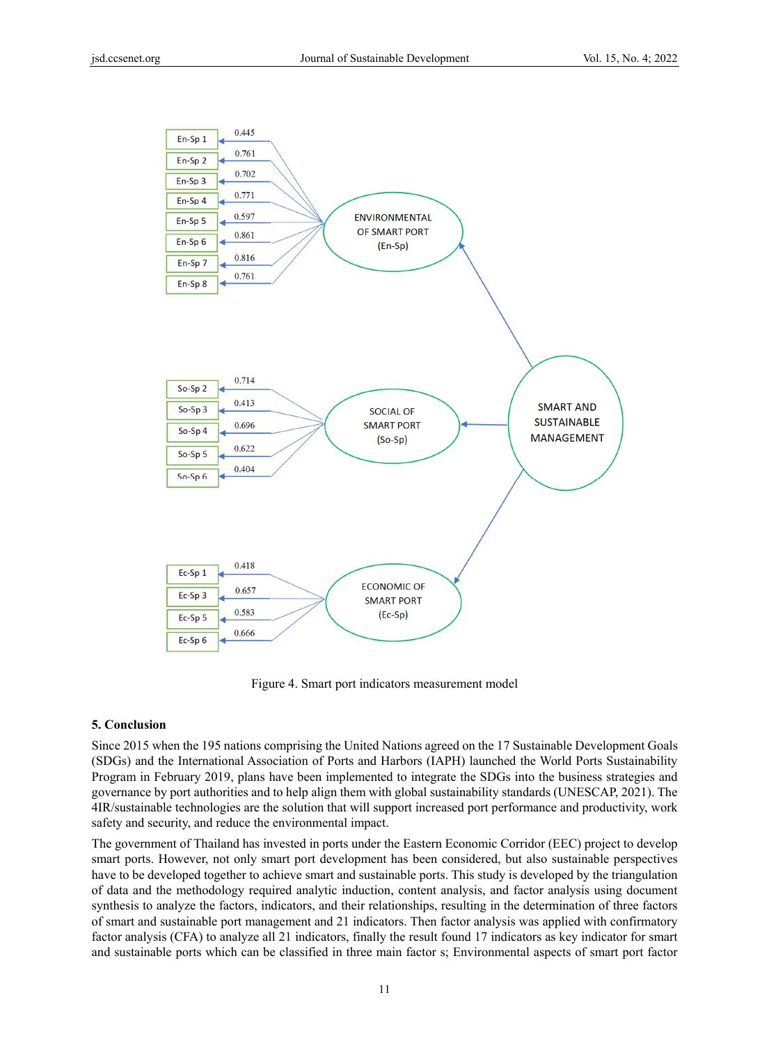Figure 4. Smart port indicators measurement model

## 5. Conclusion

Since 2015 when the 195 nations comprising the United Nations agreed on the 17 Sustainable Development Goals (SDGs) and the International Association of Ports and Harbors (IAPH) launched the World Ports Sustainability Program in February 2019, plans have been implemented to integrate the SDGs into the business strategies and governance by port authorities and to help align them with global sustainability standards (UNESCAP, 2021). The 4IR/sustainable technologies are the solution that will support increased port performance and productivity, work safety and security, and reduce the environmental impact.

The government of Thailand has invested in ports under the Eastern Economic Corridor (EEC) project to develop smart ports. However, not only smart port development has been considered, but also sustainable perspectives have to be developed together to achieve smart and sustainable ports. This study is developed by the triangulation of data and the methodology required analytic induction, content analysis, and factor analysis using document synthesis to analyze the factors, indicators, and their relationships, resulting in the determination of three factors of smart and sustainable port management and 21 indicators. Then factor analysis was applied with confirmatory factor analysis (CFA) to analyze all 21 indicators, finally the result found 17 indicators as key indicator for smart and sustainable ports which can be classified in three main factor s; Environmental aspects of smart port factor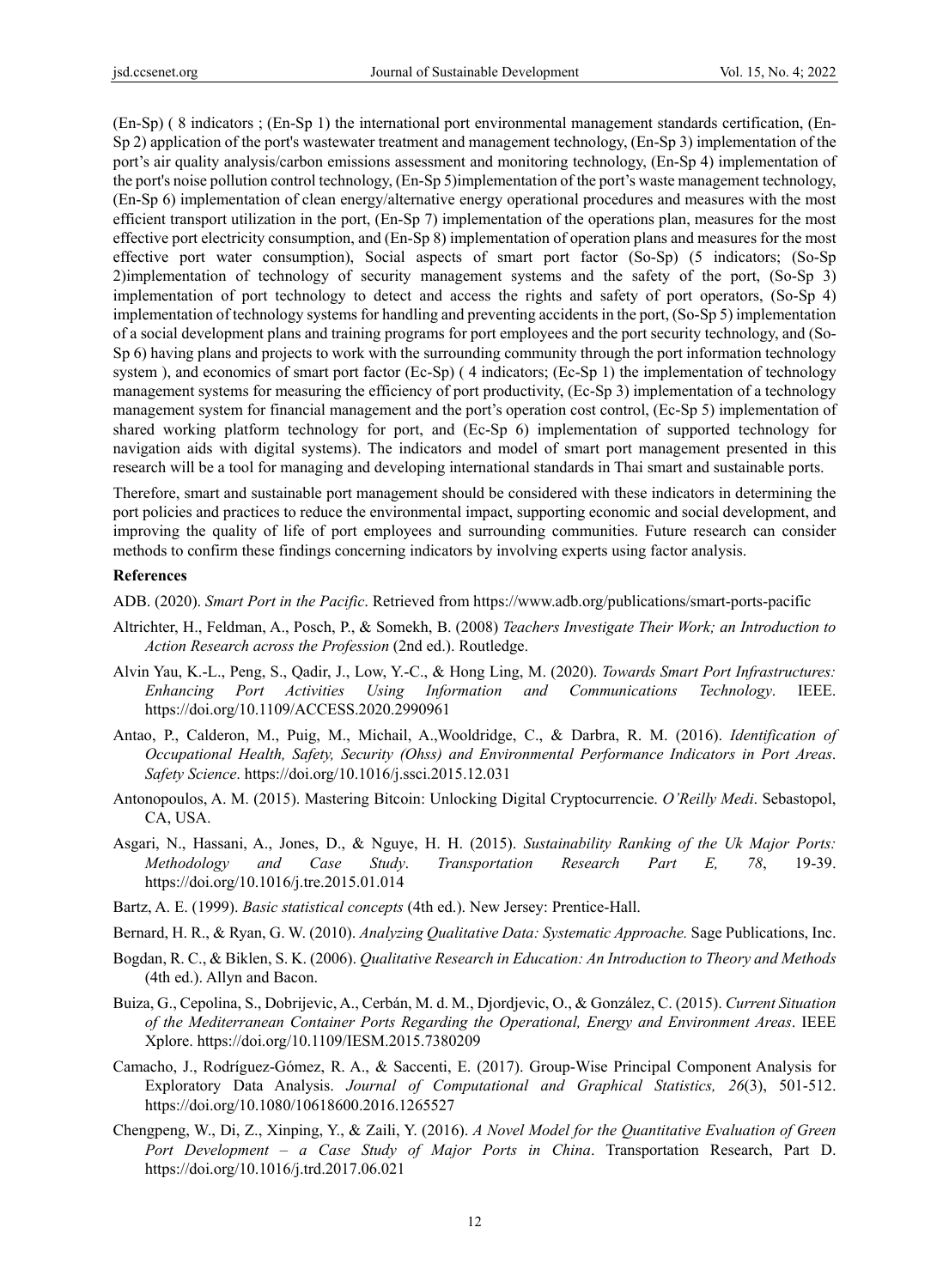(En-Sp) ( 8 indicators ; (En-Sp 1) the international port environmental management standards certification, (En-Sp 2) application of the port's wastewater treatment and management technology, (En-Sp 3) implementation of the port's air quality analysis/carbon emissions assessment and monitoring technology, (En-Sp 4) implementation of the port's noise pollution control technology, (En-Sp 5)implementation of the port's waste management technology, (En-Sp 6) implementation of clean energy/alternative energy operational procedures and measures with the most efficient transport utilization in the port, (En-Sp 7) implementation of the operations plan, measures for the most effective port electricity consumption, and (En-Sp 8) implementation of operation plans and measures for the most effective port water consumption), Social aspects of smart port factor (So-Sp) (5 indicators; (So-Sp 2)implementation of technology of security management systems and the safety of the port, (So-Sp 3) implementation of port technology to detect and access the rights and safety of port operators, (So-Sp 4) implementation of technology systems for handling and preventing accidents in the port, (So-Sp 5) implementation of a social development plans and training programs for port employees and the port security technology, and (So-Sp 6) having plans and projects to work with the surrounding community through the port information technology system ), and economics of smart port factor (Ec-Sp) ( 4 indicators; (Ec-Sp 1) the implementation of technology management systems for measuring the efficiency of port productivity, (Ec-Sp 3) implementation of a technology management system for financial management and the port's operation cost control, (Ec-Sp 5) implementation of shared working platform technology for port, and (Ec-Sp 6) implementation of supported technology for navigation aids with digital systems). The indicators and model of smart port management presented in this research will be a tool for managing and developing international standards in Thai smart and sustainable ports.

Therefore, smart and sustainable port management should be considered with these indicators in determining the port policies and practices to reduce the environmental impact, supporting economic and social development, and improving the quality of life of port employees and surrounding communities. Future research can consider methods to confirm these findings concerning indicators by involving experts using factor analysis.

**References**

ADB. (2020). *Smart Port in the Pacific*. Retrieved from https://www.adb.org/publications/smart-ports-pacific

Altrichter, H., Feldman, A., Posch, P., & Somekh, B. (2008) *Teachers Investigate Their Work; an Introduction to Action Research across the Profession* (2nd ed.). Routledge.

Alvin Yau, K.-L., Peng, S., Qadir, J., Low, Y.-C., & Hong Ling, M. (2020). *Towards Smart Port Infrastructures: Enhancing Port Activities Using Information and Communications Technology*. IEEE. https://doi.org/10.1109/ACCESS.2020.2990961

Antao, P., Calderon, M., Puig, M., Michail, A.,Wooldridge, C., & Darbra, R. M. (2016). *Identification of Occupational Health, Safety, Security (Ohss) and Environmental Performance Indicators in Port Areas*. *Safety Science*. https://doi.org/10.1016/j.ssci.2015.12.031

Antonopoulos, A. M. (2015). Mastering Bitcoin: Unlocking Digital Cryptocurrencie. *O'Reilly Medi*. Sebastopol, CA, USA.

Asgari, N., Hassani, A., Jones, D., & Nguye, H. H. (2015). *Sustainability Ranking of the Uk Major Ports: Methodology and Case Study*. *Transportation Research Part E, 78*, 19-39. https://doi.org/10.1016/j.tre.2015.01.014

Bartz, A. E. (1999). *Basic statistical concepts* (4th ed.). New Jersey: Prentice-Hall.

Bernard, H. R., & Ryan, G. W. (2010). *Analyzing Qualitative Data: Systematic Approache.* Sage Publications, Inc.

Bogdan, R. C., & Biklen, S. K. (2006). *Qualitative Research in Education: An Introduction to Theory and Methods* (4th ed.). Allyn and Bacon.

Buiza, G., Cepolina, S., Dobrijevic, A., Cerbán, M. d. M., Djordjevic, O., & González, C. (2015). *Current Situation of the Mediterranean Container Ports Regarding the Operational, Energy and Environment Areas*. IEEE Xplore. https://doi.org/10.1109/IESM.2015.7380209

Camacho, J., Rodríguez-Gómez, R. A., & Saccenti, E. (2017). Group-Wise Principal Component Analysis for Exploratory Data Analysis. *Journal of Computational and Graphical Statistics, 26*(3), 501-512. https://doi.org/10.1080/10618600.2016.1265527

Chengpeng, W., Di, Z., Xinping, Y., & Zaili, Y. (2016). *A Novel Model for the Quantitative Evaluation of Green Port Development – a Case Study of Major Ports in China*. Transportation Research, Part D. https://doi.org/10.1016/j.trd.2017.06.021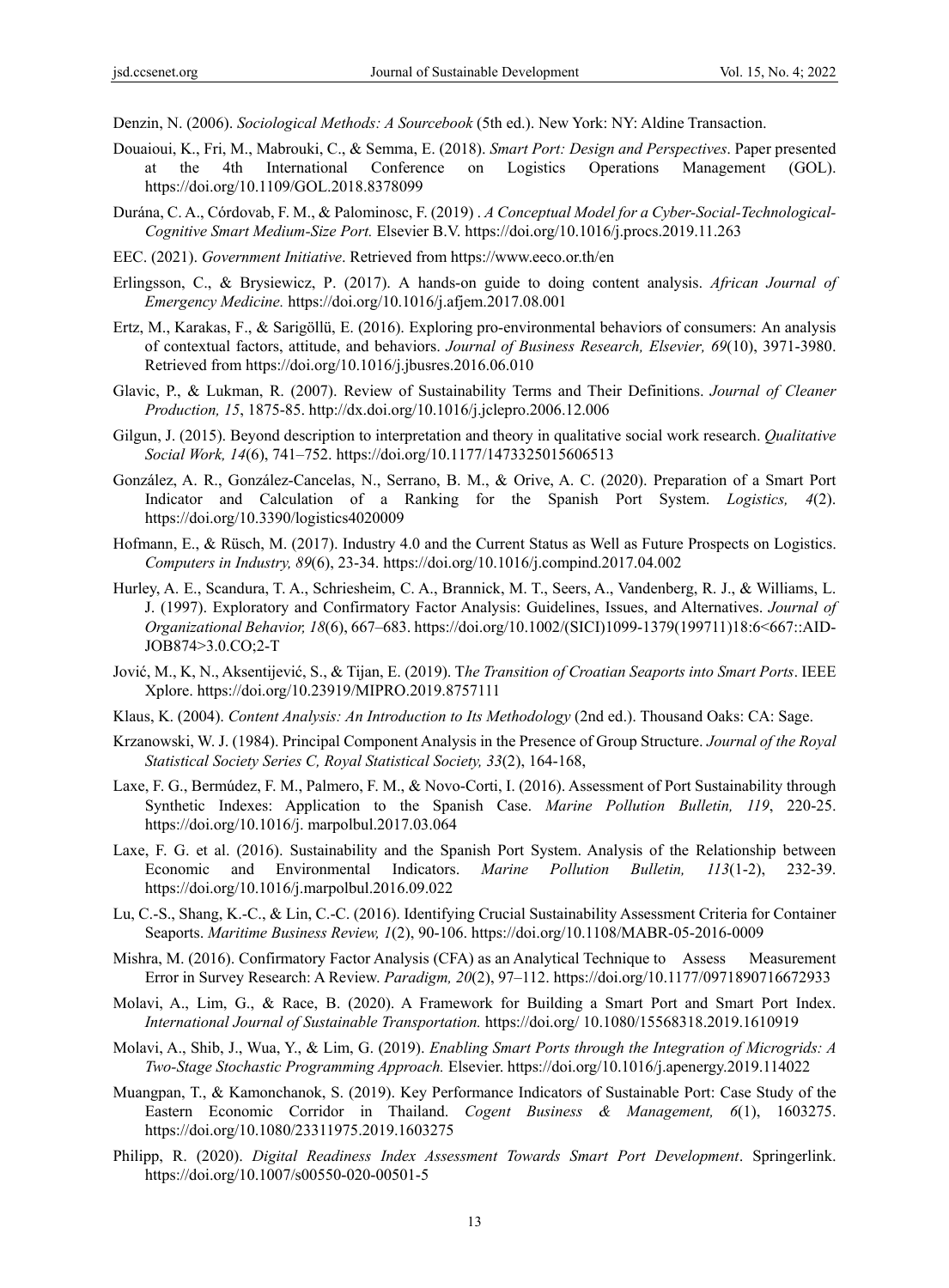Denzin, N. (2006). *Sociological Methods: A Sourcebook* (5th ed.). New York: NY: Aldine Transaction.

Douaioui, K., Fri, M., Mabrouki, C., & Semma, E. (2018). *Smart Port: Design and Perspectives*. Paper presented at the 4th International Conference on Logistics Operations Management (GOL). https://doi.org/10.1109/GOL.2018.8378099

Durána, C. A., Córdovab, F. M., & Palominosc, F. (2019) . *A Conceptual Model for a Cyber-Social-Technological-Cognitive Smart Medium-Size Port.* Elsevier B.V. https://doi.org/10.1016/j.procs.2019.11.263

EEC. (2021). *Government Initiative*. Retrieved from https://www.eeco.or.th/en

Erlingsson, C., & Brysiewicz, P. (2017). A hands-on guide to doing content analysis. *African Journal of Emergency Medicine.* https://doi.org/10.1016/j.afjem.2017.08.001

Ertz, M., Karakas, F., & Sarigöllü, E. (2016). Exploring pro-environmental behaviors of consumers: An analysis of contextual factors, attitude, and behaviors. *Journal of Business Research, Elsevier, 69*(10), 3971-3980. Retrieved from https://doi.org/10.1016/j.jbusres.2016.06.010

Glavic, P., & Lukman, R. (2007). Review of Sustainability Terms and Their Definitions. *Journal of Cleaner Production, 15*, 1875-85. http://dx.doi.org/10.1016/j.jclepro.2006.12.006

Gilgun, J. (2015). Beyond description to interpretation and theory in qualitative social work research. *Qualitative Social Work, 14*(6), 741–752. https://doi.org/10.1177/1473325015606513

González, A. R., González-Cancelas, N., Serrano, B. M., & Orive, A. C. (2020). Preparation of a Smart Port Indicator and Calculation of a Ranking for the Spanish Port System. *Logistics, 4*(2). https://doi.org/10.3390/logistics4020009

Hofmann, E., & Rüsch, M. (2017). Industry 4.0 and the Current Status as Well as Future Prospects on Logistics. *Computers in Industry, 89*(6), 23-34. https://doi.org/10.1016/j.compind.2017.04.002

Hurley, A. E., Scandura, T. A., Schriesheim, C. A., Brannick, M. T., Seers, A., Vandenberg, R. J., & Williams, L. J. (1997). Exploratory and Confirmatory Factor Analysis: Guidelines, Issues, and Alternatives. *Journal of Organizational Behavior, 18*(6), 667–683. https://doi.org/10.1002/(SICI)1099-1379(199711)18:6<667::AID-JOB874>3.0.CO;2-T

Jović, M., K, N., Aksentijević, S., & Tijan, E. (2019). T*he Transition of Croatian Seaports into Smart Ports*. IEEE Xplore. https://doi.org/10.23919/MIPRO.2019.8757111

Klaus, K. (2004). *Content Analysis: An Introduction to Its Methodology* (2nd ed.). Thousand Oaks: CA: Sage.

Krzanowski, W. J. (1984). Principal Component Analysis in the Presence of Group Structure. *Journal of the Royal Statistical Society Series C, Royal Statistical Society, 33*(2), 164-168,

Laxe, F. G., Bermúdez, F. M., Palmero, F. M., & Novo-Corti, I. (2016). Assessment of Port Sustainability through Synthetic Indexes: Application to the Spanish Case. *Marine Pollution Bulletin, 119*, 220-25. https://doi.org/10.1016/j. marpolbul.2017.03.064

Laxe, F. G. et al. (2016). Sustainability and the Spanish Port System. Analysis of the Relationship between Economic and Environmental Indicators. *Marine Pollution Bulletin, 113*(1-2), 232-39. https://doi.org/10.1016/j.marpolbul.2016.09.022

Lu, C.-S., Shang, K.-C., & Lin, C.-C. (2016). Identifying Crucial Sustainability Assessment Criteria for Container Seaports. *Maritime Business Review, 1*(2), 90-106. https://doi.org/10.1108/MABR-05-2016-0009

Mishra, M. (2016). Confirmatory Factor Analysis (CFA) as an Analytical Technique to Assess Measurement Error in Survey Research: A Review. *Paradigm, 20*(2), 97–112. https://doi.org/10.1177/0971890716672933

Molavi, A., Lim, G., & Race, B. (2020). A Framework for Building a Smart Port and Smart Port Index. *International Journal of Sustainable Transportation.* https://doi.org/ 10.1080/15568318.2019.1610919

Molavi, A., Shib, J., Wua, Y., & Lim, G. (2019). *Enabling Smart Ports through the Integration of Microgrids: A Two-Stage Stochastic Programming Approach.* Elsevier. https://doi.org/10.1016/j.apenergy.2019.114022

Muangpan, T., & Kamonchanok, S. (2019). Key Performance Indicators of Sustainable Port: Case Study of the Eastern Economic Corridor in Thailand. *Cogent Business & Management, 6*(1), 1603275. https://doi.org/10.1080/23311975.2019.1603275

Philipp, R. (2020). *Digital Readiness Index Assessment Towards Smart Port Development*. Springerlink. https://doi.org/10.1007/s00550-020-00501-5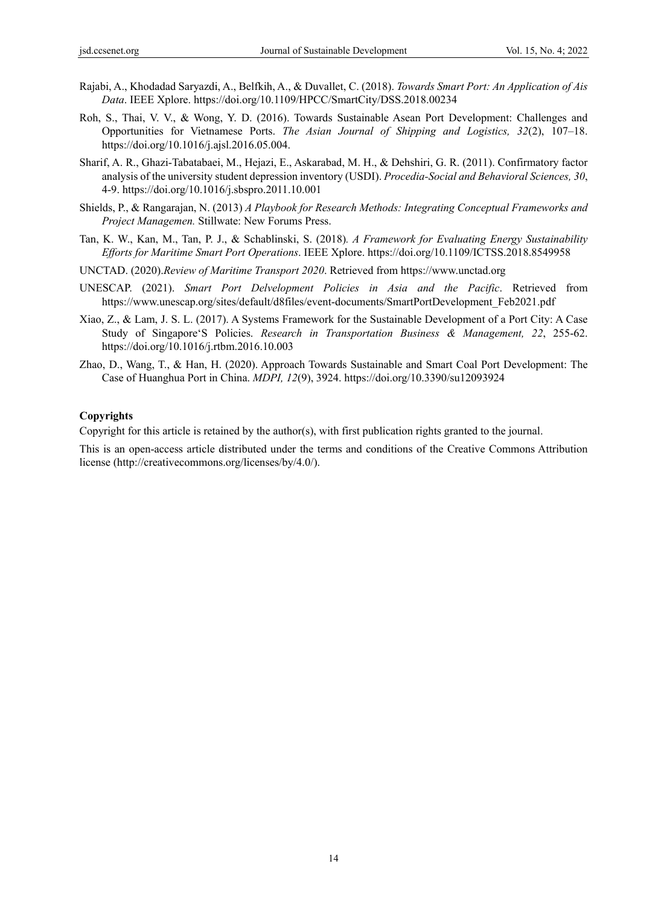Rajabi, A., Khodadad Saryazdi, A., Belfkih, A., & Duvallet, C. (2018). *Towards Smart Port: An Application of Ais Data*. IEEE Xplore. https://doi.org/10.1109/HPCC/SmartCity/DSS.2018.00234

Roh, S., Thai, V. V., & Wong, Y. D. (2016). Towards Sustainable Asean Port Development: Challenges and Opportunities for Vietnamese Ports. *The Asian Journal of Shipping and Logistics, 32*(2), 107–18. https://doi.org/10.1016/j.ajsl.2016.05.004.

Sharif, A. R., Ghazi-Tabatabaei, M., Hejazi, E., Askarabad, M. H., & Dehshiri, G. R. (2011). Confirmatory factor analysis of the university student depression inventory (USDI). *Procedia-Social and Behavioral Sciences, 30*, 4-9. https://doi.org/10.1016/j.sbspro.2011.10.001

Shields, P., & Rangarajan, N. (2013) *A Playbook for Research Methods: Integrating Conceptual Frameworks and Project Managemen.* Stillwate: New Forums Press.

Tan, K. W., Kan, M., Tan, P. J., & Schablinski, S. (2018). *A Framework for Evaluating Energy Sustainability Efforts for Maritime Smart Port Operations*. IEEE Xplore. https://doi.org/10.1109/ICTSS.2018.8549958

UNCTAD. (2020).*Review of Maritime Transport 2020*. Retrieved from https://www.unctad.org

UNESCAP. (2021). *Smart Port Delvelopment Policies in Asia and the Pacific*. Retrieved from https://www.unescap.org/sites/default/d8files/event-documents/SmartPortDevelopment_Feb2021.pdf

Xiao, Z., & Lam, J. S. L. (2017). A Systems Framework for the Sustainable Development of a Port City: A Case Study of Singapore'S Policies. *Research in Transportation Business & Management, 22*, 255-62. https://doi.org/10.1016/j.rtbm.2016.10.003

Zhao, D., Wang, T., & Han, H. (2020). Approach Towards Sustainable and Smart Coal Port Development: The Case of Huanghua Port in China. *MDPI, 12*(9), 3924. https://doi.org/10.3390/su12093924

**Copyrights**

Copyright for this article is retained by the author(s), with first publication rights granted to the journal.

This is an open-access article distributed under the terms and conditions of the Creative Commons Attribution license (http://creativecommons.org/licenses/by/4.0/).